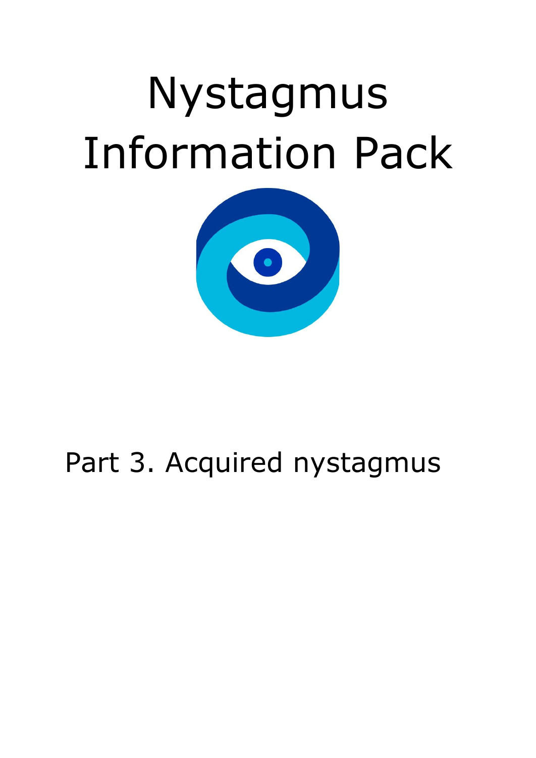# Nystagmus Information Pack

## Part 3. Acquired nystagmus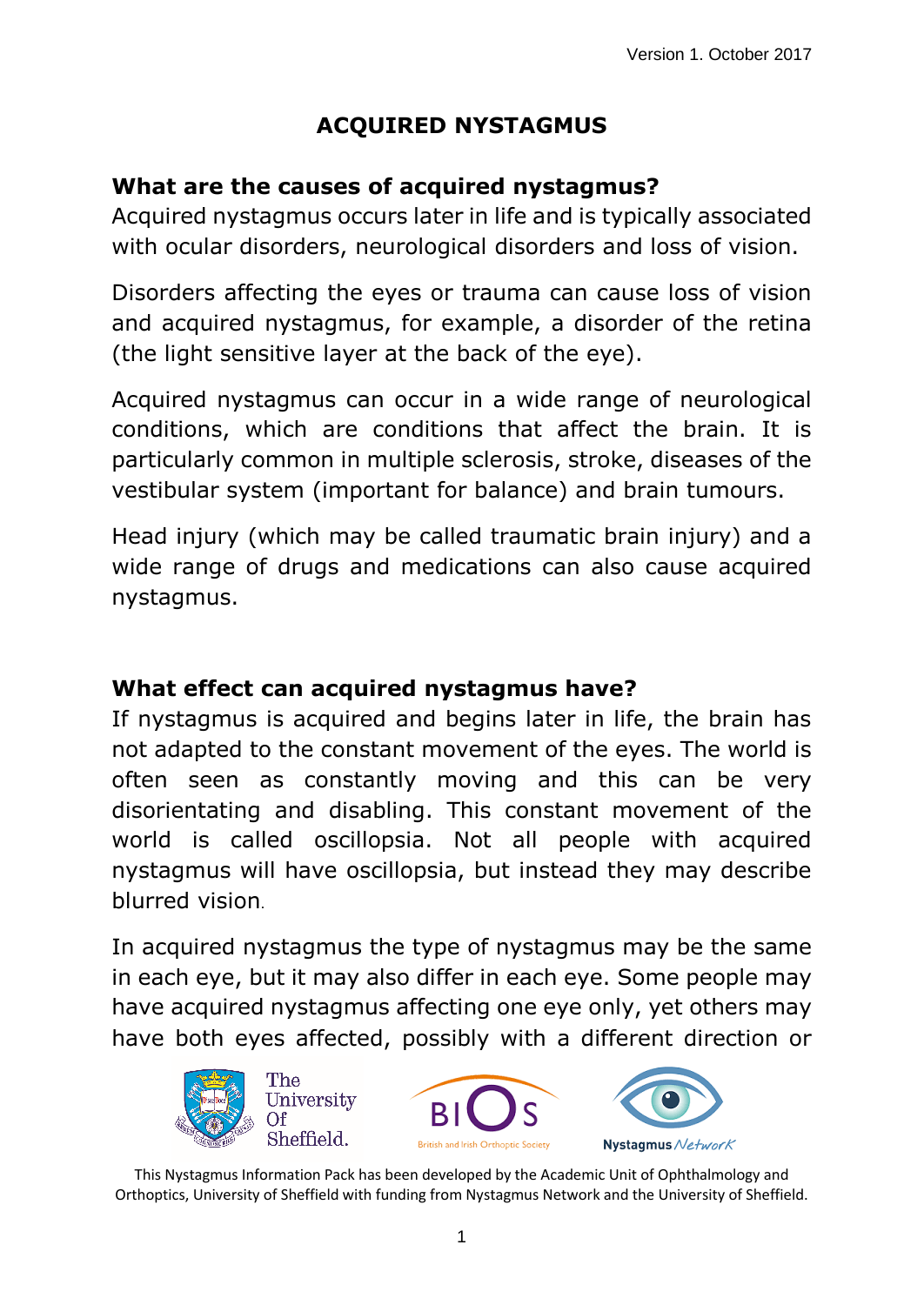# ACQUIRED NYSTAGMUS

## What are the causes of acquired nystagmus?

Acquired nystagmus occurs later in life and is typically associated with ocular disorders, neurological disorders and loss of vision.

Disorders affecting the eyes or trauma can cause loss of vision and acquired nystagmus, for example, a disorder of the retina (the light sensitive layer at the back of the eye).

Acquired nystagmus can occur in a wide range of neurological conditions, which are conditions that affect the brain. It is particularly common in multiple sclerosis, stroke, diseases of the vestibular system (important for balance) and brain tumours.

Head injury (which may be called traumatic brain injury) and a wide range of drugs and medications can also cause acquired nystagmus.

## What effect can acquired nystagmus have?

If nystagmus is acquired and begins later in life, the brain has not adapted to the constant movement of the eyes. The world is often seen as constantly moving and this can be very disorientating and disabling. This constant movement of the world is called oscillopsia. Not all people with acquired nystagmus will have oscillopsia, but instead they may describe blurred vision.

In acquired nystagmus the type of nystagmus may be the same in each eye, but it may also differ in each eye. Some people may have acquired nystagmus affecting one eye only, yet others may have both eyes affected, possibly with a different direction or

This Nystagmus Information Pack has been developed by the Academic Unit of Ophthalmology and Orthoptics, University of Sheffield with funding from Nystagmus Network and the University of Sheffield.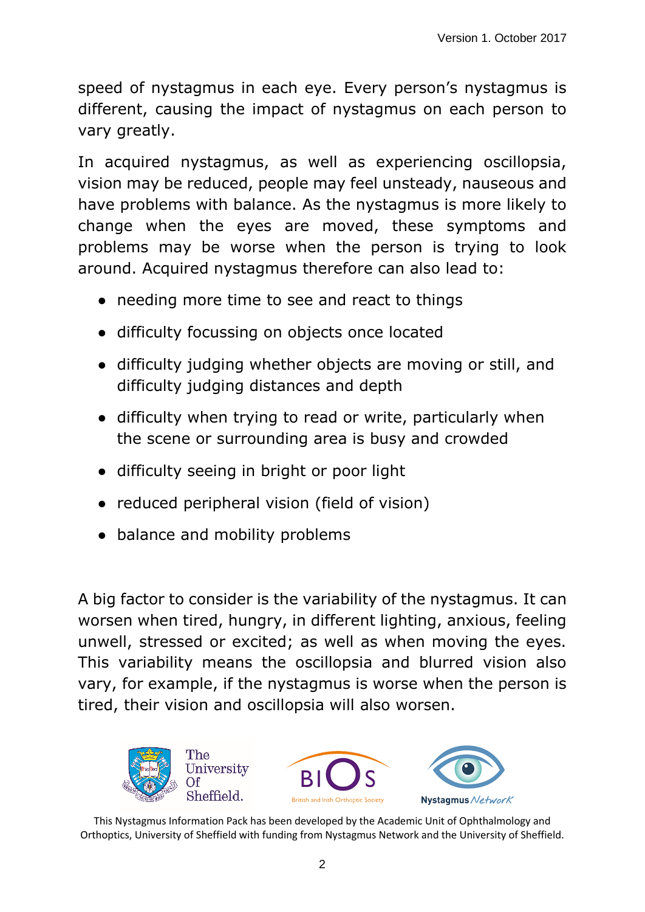speed of nystagmus in each eye. Every person's nystagmus is different, causing the impact of nystagmus on each person to vary greatly.

In acquired nystagmus, as well as experiencing oscillopsia, vision may be reduced, people may feel unsteady, nauseous and have problems with balance. As the nystagmus is more likely to change when the eyes are moved, these symptoms and problems may be worse when the person is trying to look around. Acquired nystagmus therefore can also lead to:

- needing more time to see and react to things
- difficulty focussing on objects once located
- difficulty judging whether objects are moving or still, and difficulty judging distances and depth
- difficulty when trying to read or write, particularly when the scene or surrounding area is busy and crowded
- difficulty seeing in bright or poor light
- reduced peripheral vision (field of vision)
- balance and mobility problems

A big factor to consider is the variability of the nystagmus. It can worsen when tired, hungry, in different lighting, anxious, feeling unwell, stressed or excited; as well as when moving the eyes. This variability means the oscillopsia and blurred vision also vary, for example, if the nystagmus is worse when the person is tired, their vision and oscillopsia will also worsen.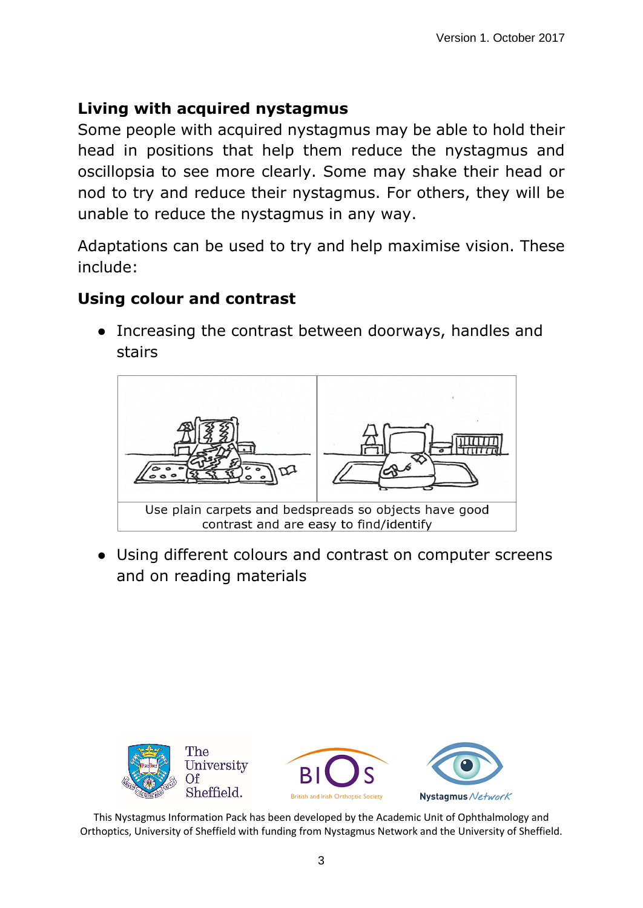## Living with acquired nystagmus

Some people with acquired nystagmus may be able to hold their head in positions that help them reduce the nystagmus and oscillopsia to see more clearly. Some may shake their head or nod to try and reduce their nystagmus. For others, they will be unable to reduce the nystagmus in any way.

Adaptations can be used to try and help maximise vision. These include:

## Using colour and contrast

- Increasing the contrast between doorways, handles and stairs

Use plain carpets and bedspreads so objects have good contrast and are easy to find/identify

- Using different colours and contrast on computer screens and on reading materials

This Nystagmus Information Pack has been developed by the Academic Unit of Ophthalmology and Orthoptics, University of Sheffield with funding from Nystagmus Network and the University of Sheffield.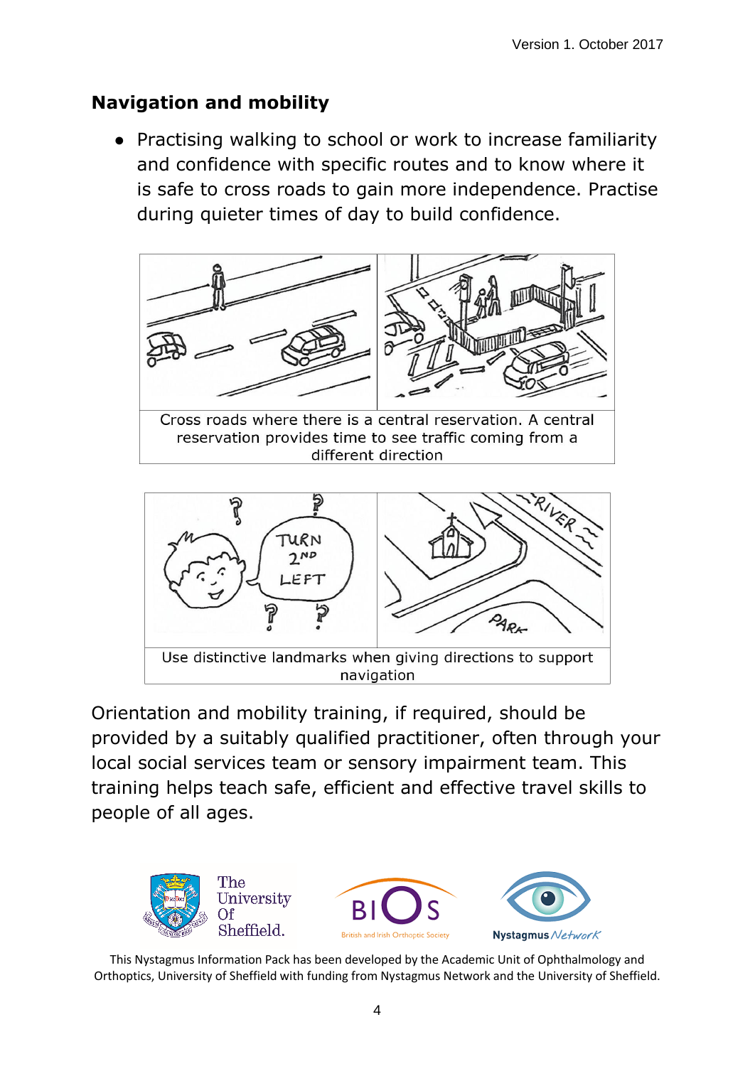## Navigation and mobility

- Practising walking to school or work to increase familiarity and confidence with specific routes and to know where it is safe to cross roads to gain more independence. Practise during quieter times of day to build confidence.

Cross roads where there is a central reservation. A central reservation provides time to see traffic coming from a different direction

Use distinctive landmarks when giving directions to support navigation

Orientation and mobility training, if required, should be provided by a suitably qualified practitioner, often through your local social services team or sensory impairment team. This training helps teach safe, efficient and effective travel skills to people of all ages.

This Nystagmus Information Pack has been developed by the Academic Unit of Ophthalmology and Orthoptics, University of Sheffield with funding from Nystagmus Network and the University of Sheffield.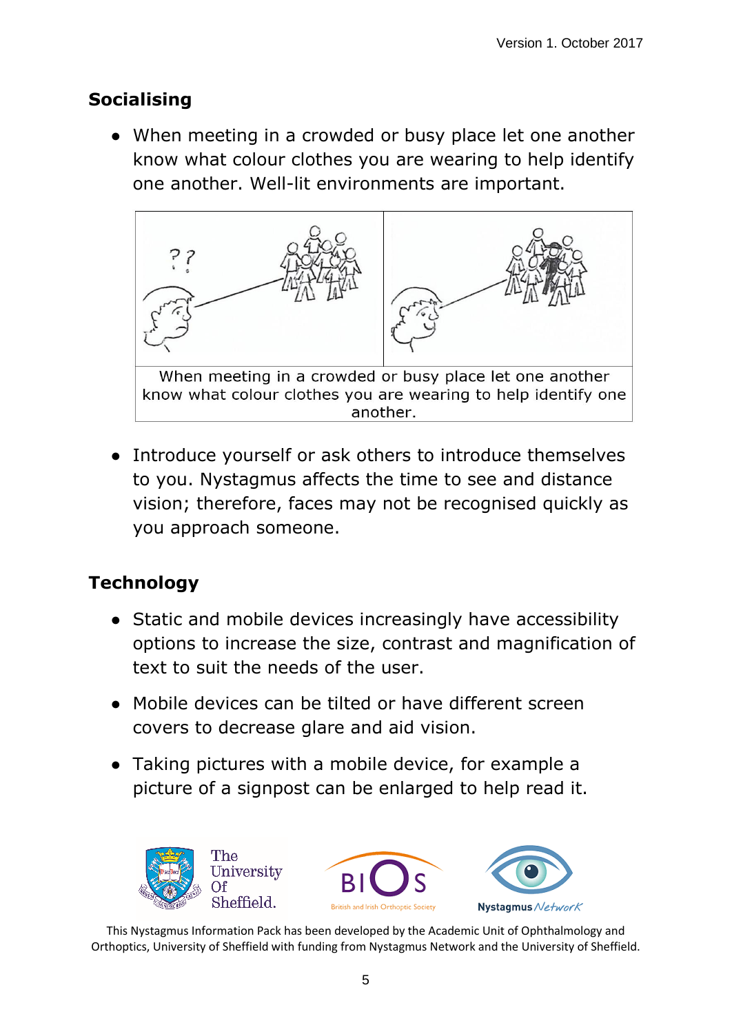## Socialising

- When meeting in a crowded or busy place let one another know what colour clothes you are wearing to help identify one another. Well-lit environments are important.

When meeting in a crowded or busy place let one another know what colour clothes you are wearing to help identify one another.

- Introduce yourself or ask others to introduce themselves to you. Nystagmus affects the time to see and distance vision; therefore, faces may not be recognised quickly as you approach someone.

## Technology

- Static and mobile devices increasingly have accessibility options to increase the size, contrast and magnification of text to suit the needs of the user.
- Mobile devices can be tilted or have different screen covers to decrease glare and aid vision.
- Taking pictures with a mobile device, for example a picture of a signpost can be enlarged to help read it.

This Nystagmus Information Pack has been developed by the Academic Unit of Ophthalmology and Orthoptics, University of Sheffield with funding from Nystagmus Network and the University of Sheffield.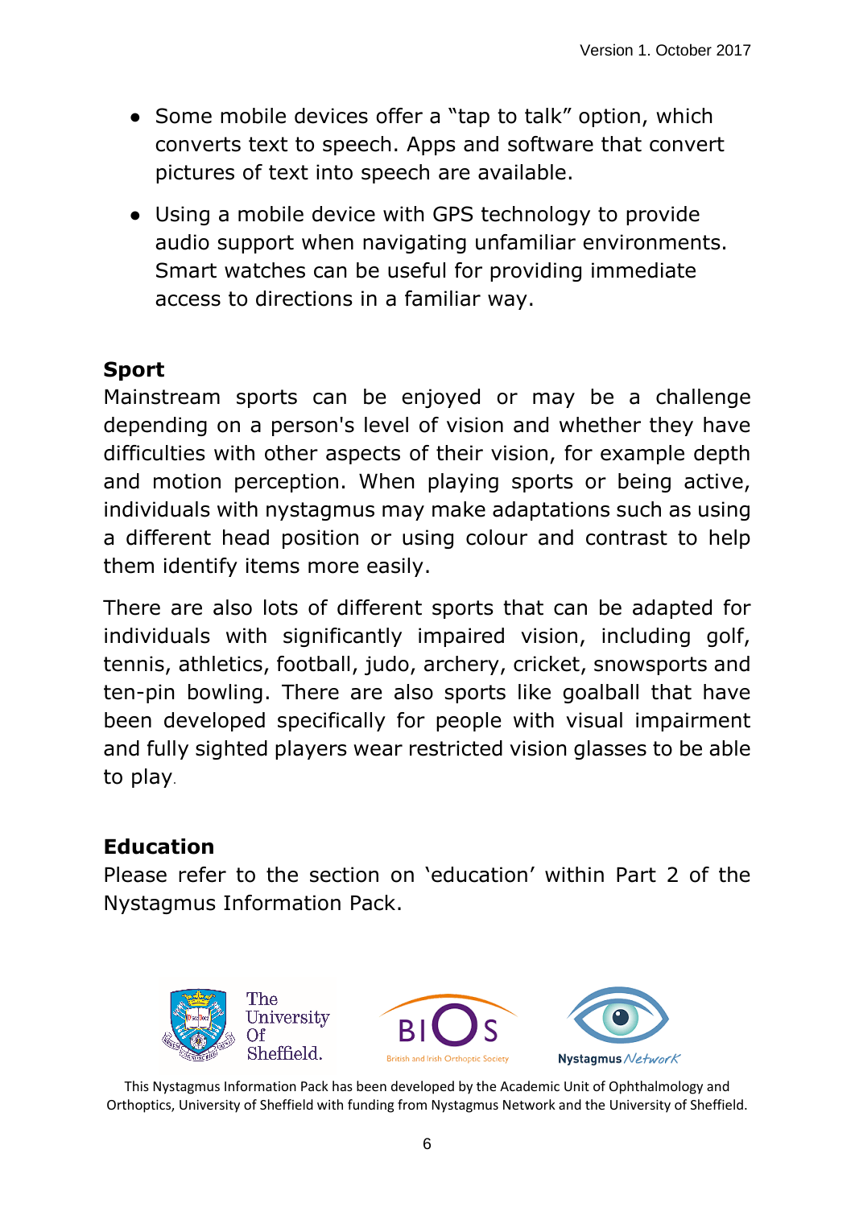- Some mobile devices offer a “tap to talk” option, which converts text to speech. Apps and software that convert pictures of text into speech are available.
- Using a mobile device with GPS technology to provide audio support when navigating unfamiliar environments. Smart watches can be useful for providing immediate access to directions in a familiar way.

**Sport**

Mainstream sports can be enjoyed or may be a challenge depending on a person's level of vision and whether they have difficulties with other aspects of their vision, for example depth and motion perception. When playing sports or being active, individuals with nystagmus may make adaptations such as using a different head position or using colour and contrast to help them identify items more easily.

There are also lots of different sports that can be adapted for individuals with significantly impaired vision, including golf, tennis, athletics, football, judo, archery, cricket, snowsports and ten-pin bowling. There are also sports like goalball that have been developed specifically for people with visual impairment and fully sighted players wear restricted vision glasses to be able to play.

**Education**

Please refer to the section on ‘education’ within Part 2 of the Nystagmus Information Pack.

This Nystagmus Information Pack has been developed by the Academic Unit of Ophthalmology and Orthoptics, University of Sheffield with funding from Nystagmus Network and the University of Sheffield.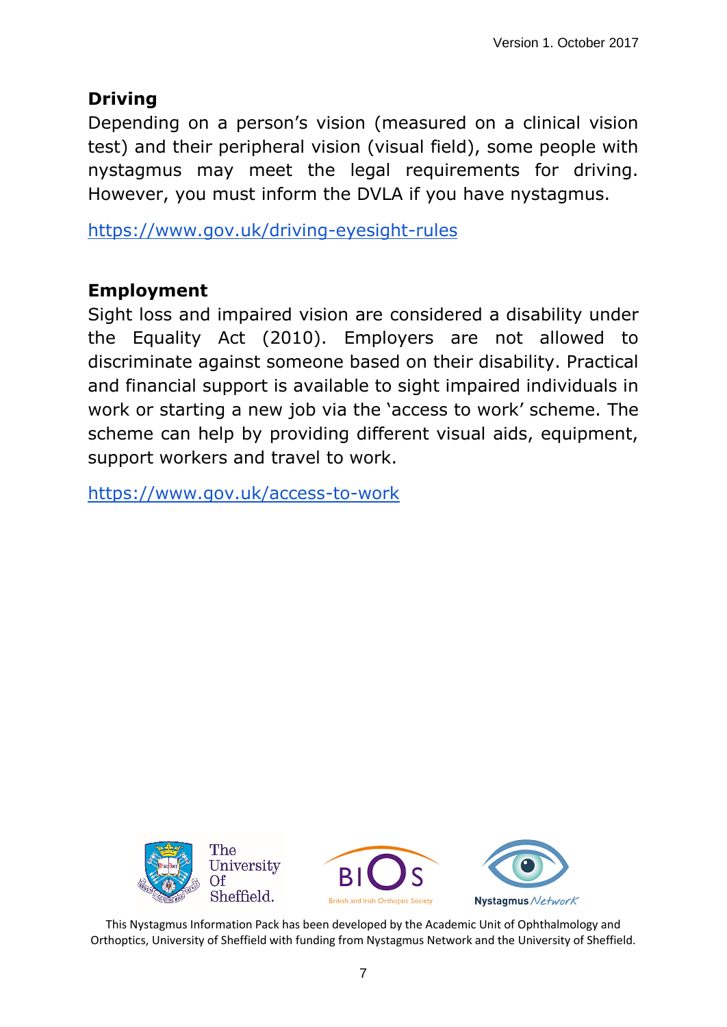## Driving

Depending on a person's vision (measured on a clinical vision test) and their peripheral vision (visual field), some people with nystagmus may meet the legal requirements for driving. However, you must inform the DVLA if you have nystagmus.

https://www.gov.uk/driving-eyesight-rules

## Employment

Sight loss and impaired vision are considered a disability under the Equality Act (2010). Employers are not allowed to discriminate against someone based on their disability. Practical and financial support is available to sight impaired individuals in work or starting a new job via the 'access to work' scheme. The scheme can help by providing different visual aids, equipment, support workers and travel to work.

https://www.gov.uk/access-to-work

This Nystagmus Information Pack has been developed by the Academic Unit of Ophthalmology and Orthoptics, University of Sheffield with funding from Nystagmus Network and the University of Sheffield.